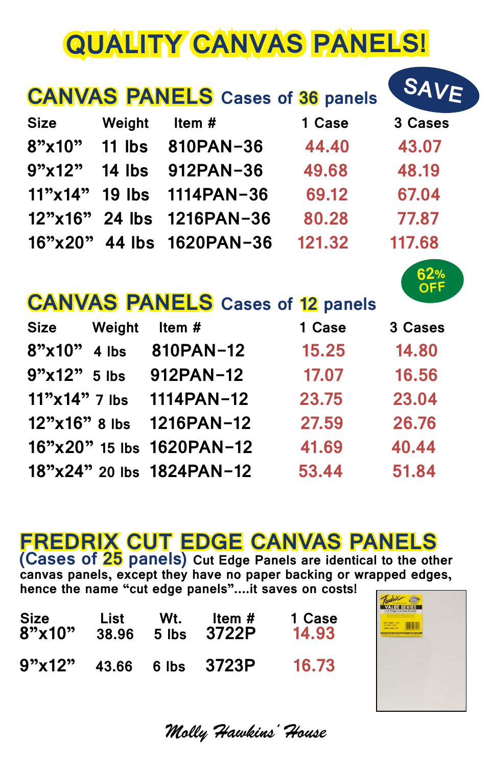# QUALITY CANVAS PANELS!

## CANVAS PANELS Cases of 36 panels

SAVE

| Size | Weight | Item # | 1 Case | 3 Cases |
|---|---|---|---|---|
| 8”x10” | 11 lbs | 810PAN-36 | 44.40 | 43.07 |
| 9”x12” | 14 lbs | 912PAN-36 | 49.68 | 48.19 |
| 11”x14” | 19 lbs | 1114PAN-36 | 69.12 | 67.04 |
| 12”x16” | 24 lbs | 1216PAN-36 | 80.28 | 77.87 |
| 16”x20” | 44 lbs | 1620PAN-36 | 121.32 | 117.68 |

62% OFF

## CANVAS PANELS Cases of 12 panels

| Size | Weight | Item # | 1 Case | 3 Cases |
|---|---|---|---|---|
| 8”x10” | 4 lbs | 810PAN-12 | 15.25 | 14.80 |
| 9”x12” | 5 lbs | 912PAN-12 | 17.07 | 16.56 |
| 11”x14” | 7 lbs | 1114PAN-12 | 23.75 | 23.04 |
| 12”x16” | 8 lbs | 1216PAN-12 | 27.59 | 26.76 |
| 16”x20” | 15 lbs | 1620PAN-12 | 41.69 | 40.44 |
| 18”x24” | 20 lbs | 1824PAN-12 | 53.44 | 51.84 |

## FREDRIX CUT EDGE CANVAS PANELS

**(Cases of 25 panels)** Cut Edge Panels are identical to the other canvas panels, except they have no paper backing or wrapped edges, hence the name “cut edge panels”....it saves on costs!

| Size | List | Wt. | Item # | 1 Case |
|---|---|---|---|---|
| 8”x10” | 38.96 | 5 lbs | 3722P | 14.93 |
| 9”x12” | 43.66 | 6 lbs | 3723P | 16.73 |

*Molly Hawkins' House*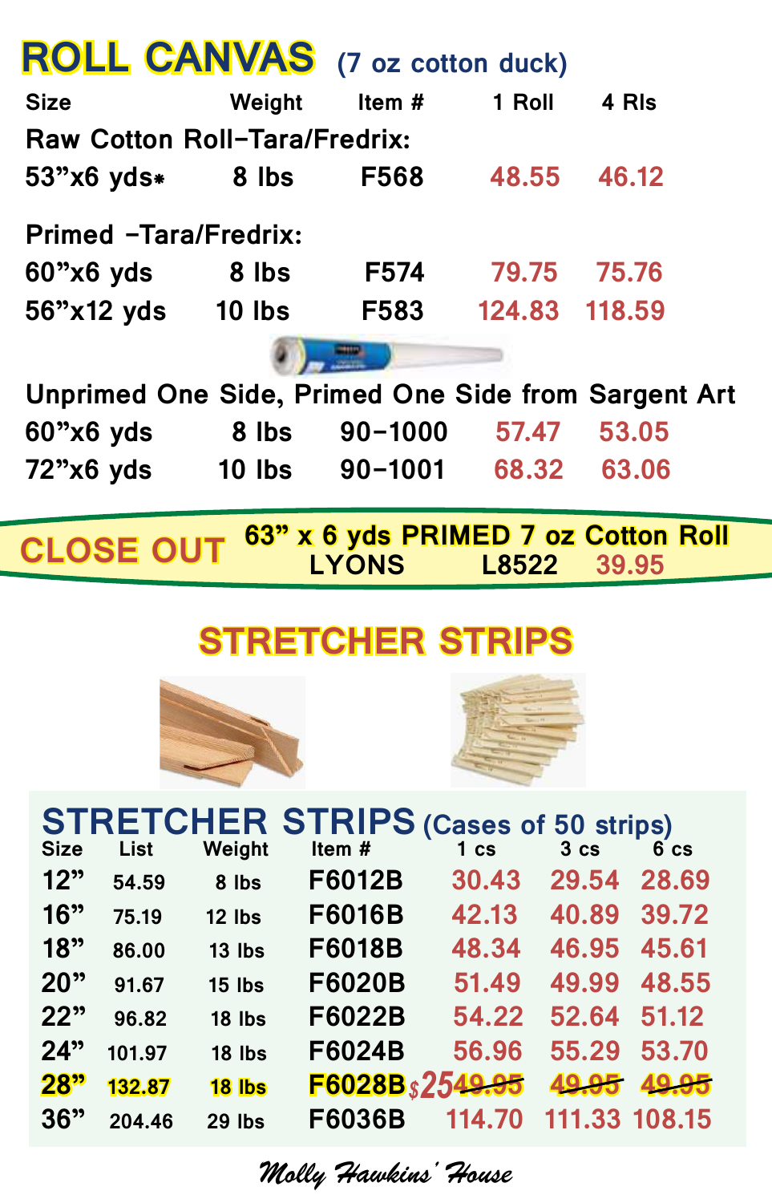# ROLL CANVAS (7 oz cotton duck)

| Size | Weight | Item # | 1 Roll | 4 Rls |
|---|---|---|---|---|
| **Raw Cotton Roll–Tara/Fredrix:** | | | | |
| 53"x6 yds* | 8 lbs | F568 | 48.55 | 46.12 |
| **Primed –Tara/Fredrix:** | | | | |
| 60"x6 yds | 8 lbs | F574 | 79.75 | 75.76 |
| 56"x12 yds | 10 lbs | F583 | 124.83 | 118.59 |
| **Unprimed One Side, Primed One Side from Sargent Art** | | | | |
| 60"x6 yds | 8 lbs | 90-1000 | 57.47 | 53.05 |
| 72"x6 yds | 10 lbs | 90-1001 | 68.32 | 63.06 |

**CLOSE OUT** 63" x 6 yds PRIMED 7 oz Cotton Roll
LYONS L8522 39.95

# STRETCHER STRIPS

## STRETCHER STRIPS (Cases of 50 strips)

| Size | List | Weight | Item # | 1 cs | 3 cs | 6 cs |
|---|---|---|---|---|---|---|
| 12" | 54.59 | 8 lbs | F6012B | 30.43 | 29.54 | 28.69 |
| 16" | 75.19 | 12 lbs | F6016B | 42.13 | 40.89 | 39.72 |
| 18" | 86.00 | 13 lbs | F6018B | 48.34 | 46.95 | 45.61 |
| 20" | 91.67 | 15 lbs | F6020B | 51.49 | 49.99 | 48.55 |
| 22" | 96.82 | 18 lbs | F6022B | 54.22 | 52.64 | 51.12 |
| 24" | 101.97 | 18 lbs | F6024B | 56.96 | 55.29 | 53.70 |
| 28" | 132.87 | 18 lbs | F6028B | $25 ~~49.95~~ | ~~49.95~~ | ~~49.95~~ |
| 36" | 204.46 | 29 lbs | F6036B | 114.70 | 111.33 | 108.15 |

*Molly Hawkins' House*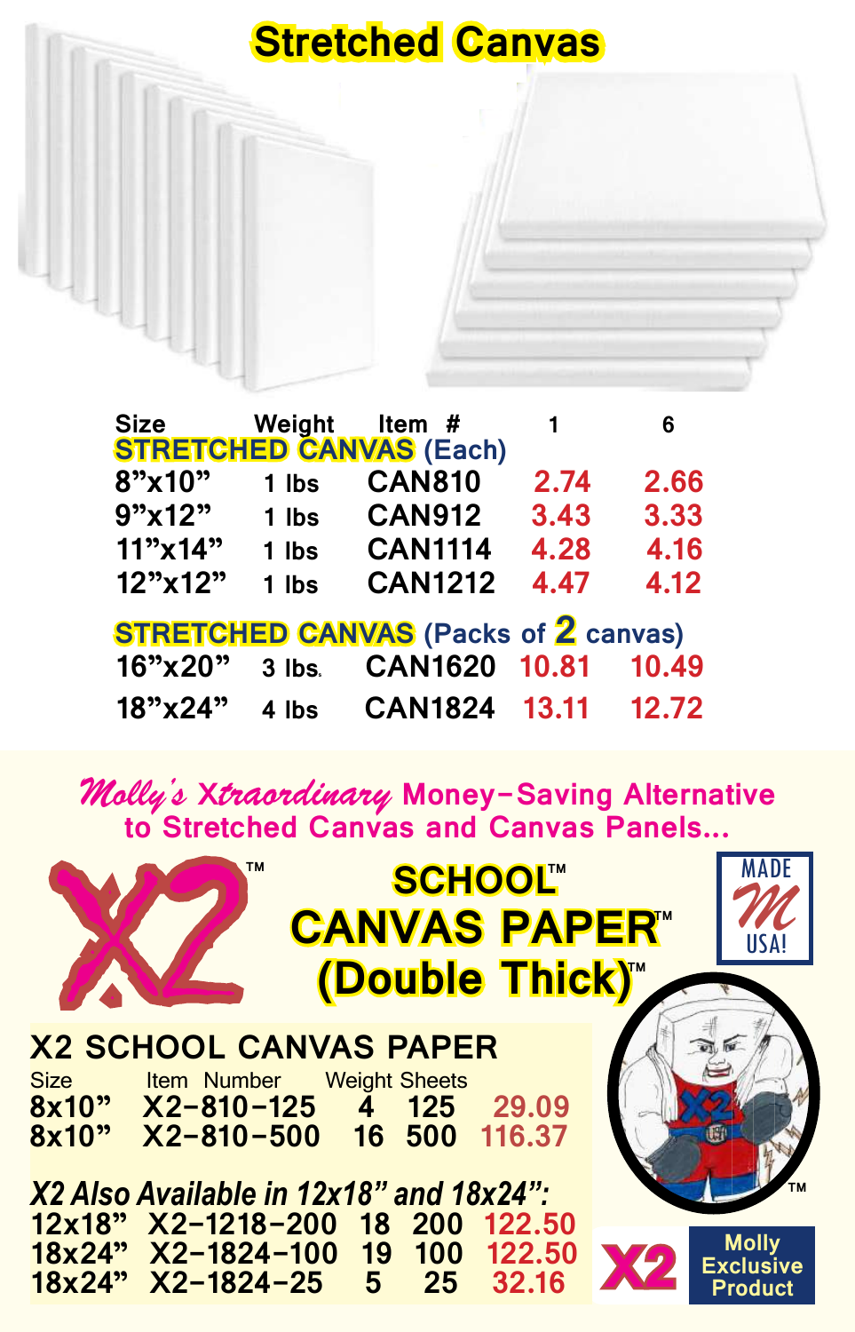# Stretched Canvas

| Size | Weight | Item # | 1 | 6 |
|---|---|---|---|---|
| **STRETCHED CANVAS (Each)** | | | | |
| 8"x10" | 1 lbs | CAN810 | 2.74 | 2.66 |
| 9"x12" | 1 lbs | CAN912 | 3.43 | 3.33 |
| 11"x14" | 1 lbs | CAN1114 | 4.28 | 4.16 |
| 12"x12" | 1 lbs | CAN1212 | 4.47 | 4.12 |
| **STRETCHED CANVAS (Packs of 2 canvas)** | | | | |
| 16"x20" | 3 lbs. | CAN1620 | 10.81 | 10.49 |
| 18"x24" | 4 lbs | CAN1824 | 13.11 | 12.72 |

*Molly's Xtraordinary* Money-Saving Alternative to Stretched Canvas and Canvas Panels...

X2™

## SCHOOL™ CANVAS PAPER™ (Double Thick)™

MADE USA!

### X2 SCHOOL CANVAS PAPER

| Size | Item Number | Weight | Sheets | |
|---|---|---|---|---|
| 8x10" | X2-810-125 | 4 | 125 | 29.09 |
| 8x10" | X2-810-500 | 16 | 500 | 116.37 |

*X2 Also Available in 12x18" and 18x24":*

| Size | Item Number | Weight | Sheets | |
|---|---|---|---|---|
| 12x18" | X2-1218-200 | 18 | 200 | 122.50 |
| 18x24" | X2-1824-100 | 19 | 100 | 122.50 |
| 18x24" | X2-1824-25 | 5 | 25 | 32.16 |

X2 Molly Exclusive Product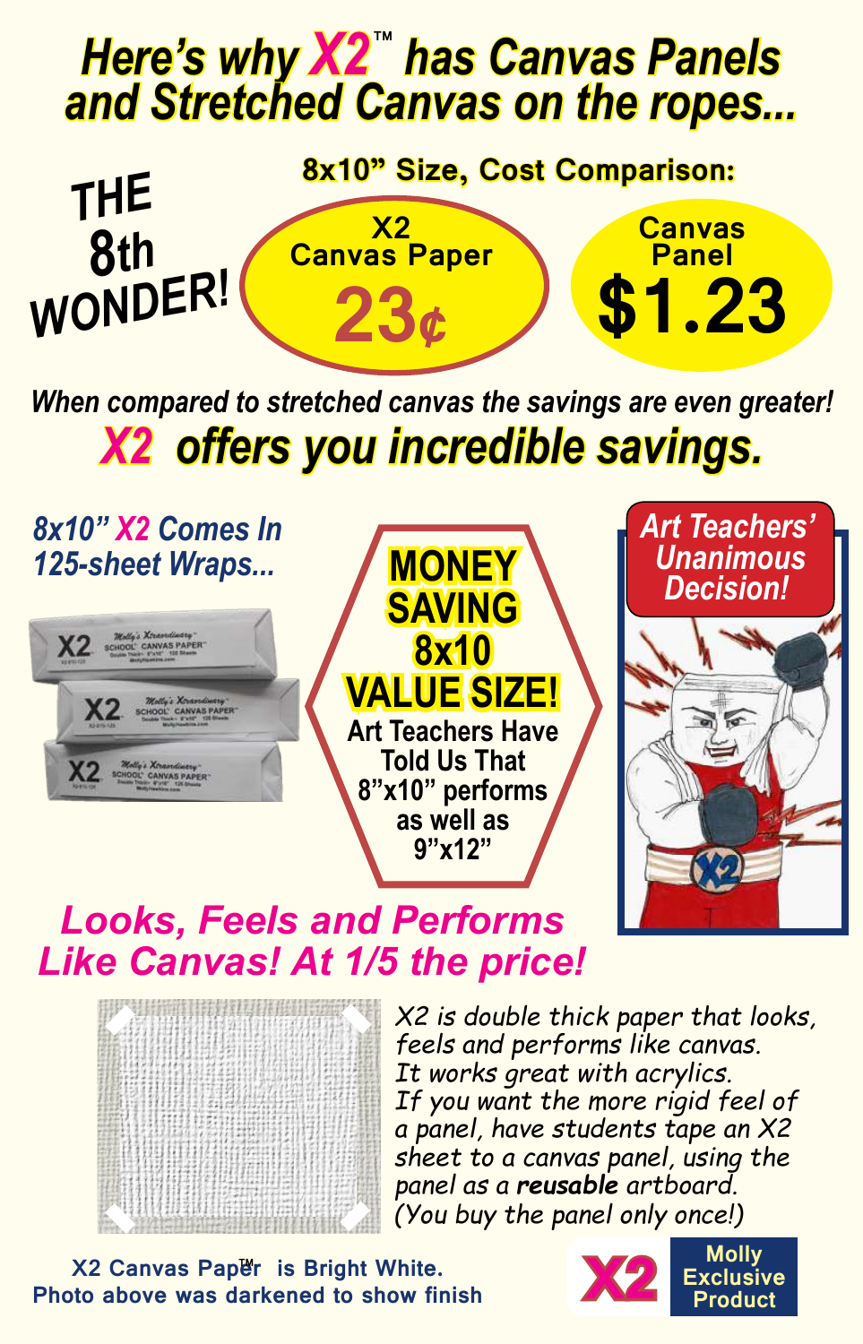# Here's why X2™ has Canvas Panels and Stretched Canvas on the ropes...

**THE 8th WONDER!**

## 8x10" Size, Cost Comparison:

**X2 Canvas Paper 23¢**

**Canvas Panel $1.23**

*When compared to stretched canvas the savings are even greater!*

## *X2 offers you incredible savings.*

*8x10" X2 Comes In 125-sheet Wraps...*

**MONEY SAVING 8x10 VALUE SIZE!**

Art Teachers Have Told Us That 8"x10" performs as well as 9"x12"

*Art Teachers' Unanimous Decision!*

## *Looks, Feels and Performs Like Canvas! At 1/5 the price!*

*X2 is double thick paper that looks, feels and performs like canvas. It works great with acrylics. If you want the more rigid feel of a panel, have students tape an X2 sheet to a canvas panel, using the panel as a **reusable** artboard. (You buy the panel only once!)*

X2 Canvas Paper™ is Bright White.
Photo above was darkened to show finish

X2 Molly Exclusive Product